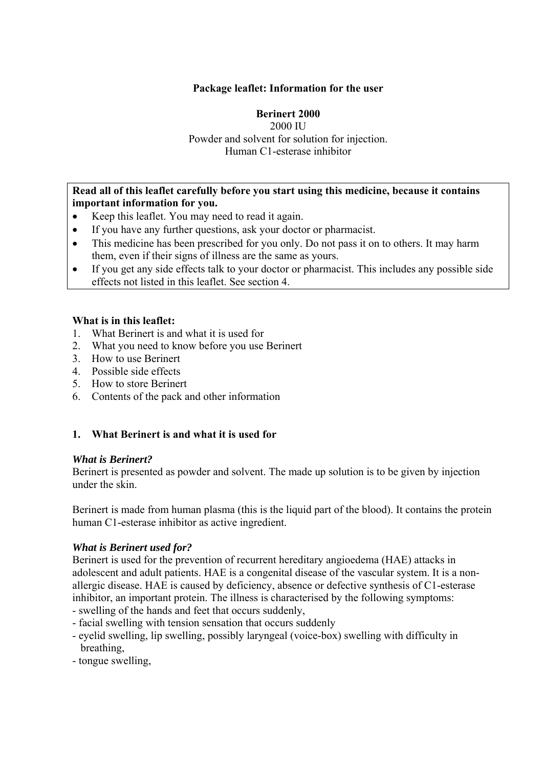**Package leaflet: Information for the user**

**Berinert 2000**
2000 IU
Powder and solvent for solution for injection.
Human C1-esterase inhibitor

**Read all of this leaflet carefully before you start using this medicine, because it contains important information for you.**

- Keep this leaflet. You may need to read it again.
- If you have any further questions, ask your doctor or pharmacist.
- This medicine has been prescribed for you only. Do not pass it on to others. It may harm them, even if their signs of illness are the same as yours.
- If you get any side effects talk to your doctor or pharmacist. This includes any possible side effects not listed in this leaflet. See section 4.

**What is in this leaflet:**

1. What Berinert is and what it is used for
2. What you need to know before you use Berinert
3. How to use Berinert
4. Possible side effects
5. How to store Berinert
6. Contents of the pack and other information

## 1. What Berinert is and what it is used for

***What is Berinert?***

Berinert is presented as powder and solvent. The made up solution is to be given by injection under the skin.

Berinert is made from human plasma (this is the liquid part of the blood). It contains the protein human C1-esterase inhibitor as active ingredient.

***What is Berinert used for?***

Berinert is used for the prevention of recurrent hereditary angioedema (HAE) attacks in adolescent and adult patients. HAE is a congenital disease of the vascular system. It is a non-allergic disease. HAE is caused by deficiency, absence or defective synthesis of C1-esterase inhibitor, an important protein. The illness is characterised by the following symptoms:

- swelling of the hands and feet that occurs suddenly,
- facial swelling with tension sensation that occurs suddenly
- eyelid swelling, lip swelling, possibly laryngeal (voice-box) swelling with difficulty in breathing,
- tongue swelling,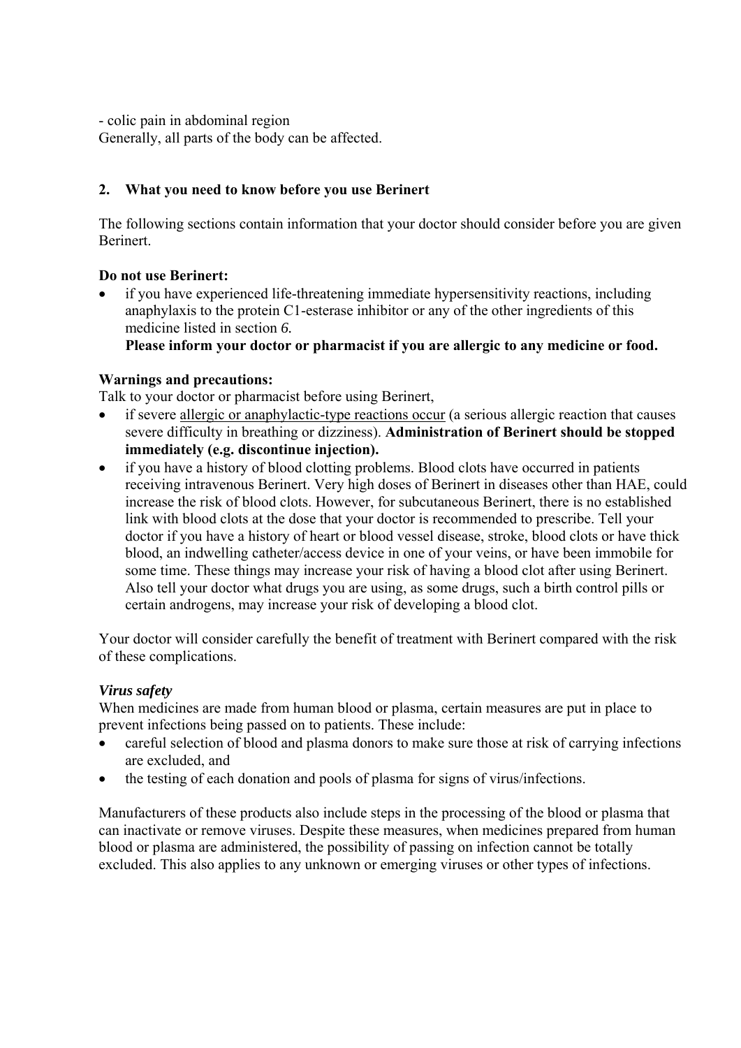- colic pain in abdominal region

Generally, all parts of the body can be affected.

## 2. What you need to know before you use Berinert

The following sections contain information that your doctor should consider before you are given Berinert.

**Do not use Berinert:**

- if you have experienced life-threatening immediate hypersensitivity reactions, including anaphylaxis to the protein C1-esterase inhibitor or any of the other ingredients of this medicine listed in section *6.*

  **Please inform your doctor or pharmacist if you are allergic to any medicine or food.**

**Warnings and precautions:**

Talk to your doctor or pharmacist before using Berinert,

- if severe allergic or anaphylactic-type reactions occur (a serious allergic reaction that causes severe difficulty in breathing or dizziness). **Administration of Berinert should be stopped immediately (e.g. discontinue injection).**
- if you have a history of blood clotting problems. Blood clots have occurred in patients receiving intravenous Berinert. Very high doses of Berinert in diseases other than HAE, could increase the risk of blood clots. However, for subcutaneous Berinert, there is no established link with blood clots at the dose that your doctor is recommended to prescribe. Tell your doctor if you have a history of heart or blood vessel disease, stroke, blood clots or have thick blood, an indwelling catheter/access device in one of your veins, or have been immobile for some time. These things may increase your risk of having a blood clot after using Berinert. Also tell your doctor what drugs you are using, as some drugs, such a birth control pills or certain androgens, may increase your risk of developing a blood clot.

Your doctor will consider carefully the benefit of treatment with Berinert compared with the risk of these complications.

***Virus safety***

When medicines are made from human blood or plasma, certain measures are put in place to prevent infections being passed on to patients. These include:

- careful selection of blood and plasma donors to make sure those at risk of carrying infections are excluded, and
- the testing of each donation and pools of plasma for signs of virus/infections.

Manufacturers of these products also include steps in the processing of the blood or plasma that can inactivate or remove viruses. Despite these measures, when medicines prepared from human blood or plasma are administered, the possibility of passing on infection cannot be totally excluded. This also applies to any unknown or emerging viruses or other types of infections.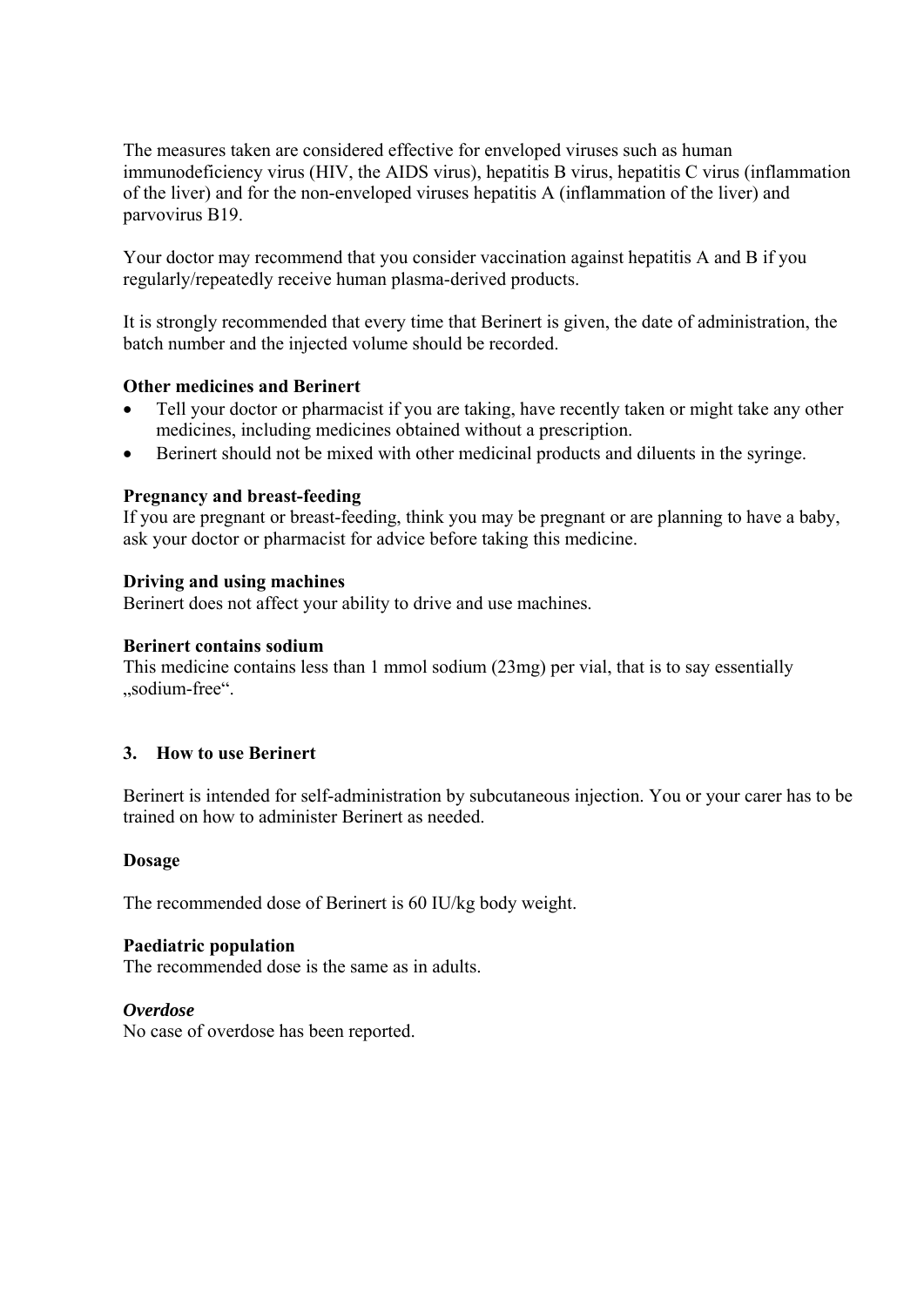The measures taken are considered effective for enveloped viruses such as human immunodeficiency virus (HIV, the AIDS virus), hepatitis B virus, hepatitis C virus (inflammation of the liver) and for the non-enveloped viruses hepatitis A (inflammation of the liver) and parvovirus B19.

Your doctor may recommend that you consider vaccination against hepatitis A and B if you regularly/repeatedly receive human plasma-derived products.

It is strongly recommended that every time that Berinert is given, the date of administration, the batch number and the injected volume should be recorded.

**Other medicines and Berinert**

- Tell your doctor or pharmacist if you are taking, have recently taken or might take any other medicines, including medicines obtained without a prescription.
- Berinert should not be mixed with other medicinal products and diluents in the syringe.

**Pregnancy and breast-feeding**

If you are pregnant or breast-feeding, think you may be pregnant or are planning to have a baby, ask your doctor or pharmacist for advice before taking this medicine.

**Driving and using machines**

Berinert does not affect your ability to drive and use machines.

**Berinert contains sodium**

This medicine contains less than 1 mmol sodium (23mg) per vial, that is to say essentially „sodium-free".

## 3. How to use Berinert

Berinert is intended for self-administration by subcutaneous injection. You or your carer has to be trained on how to administer Berinert as needed.

**Dosage**

The recommended dose of Berinert is 60 IU/kg body weight.

**Paediatric population**

The recommended dose is the same as in adults.

***Overdose***

No case of overdose has been reported.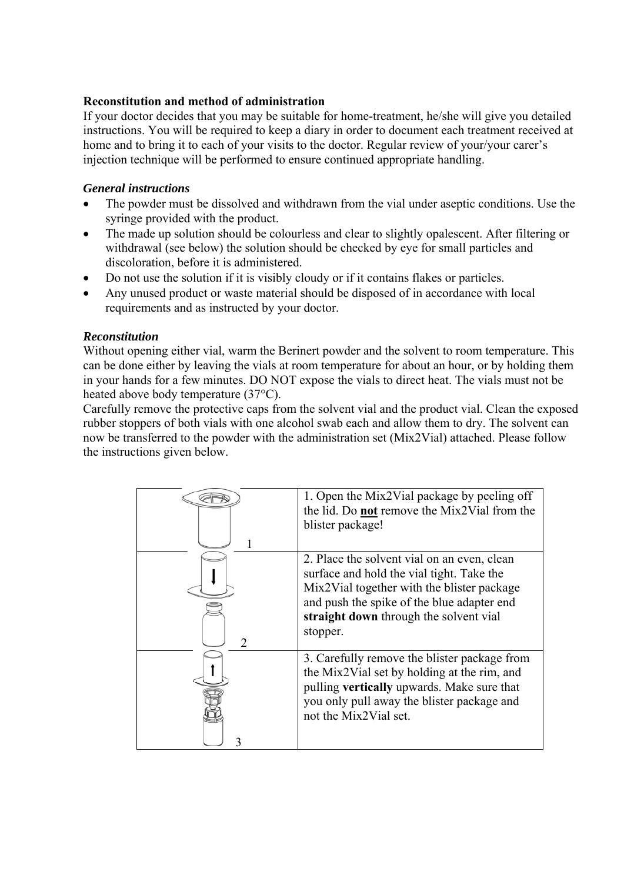**Reconstitution and method of administration**

If your doctor decides that you may be suitable for home-treatment, he/she will give you detailed instructions. You will be required to keep a diary in order to document each treatment received at home and to bring it to each of your visits to the doctor. Regular review of your/your carer's injection technique will be performed to ensure continued appropriate handling.

***General instructions***

- The powder must be dissolved and withdrawn from the vial under aseptic conditions. Use the syringe provided with the product.
- The made up solution should be colourless and clear to slightly opalescent. After filtering or withdrawal (see below) the solution should be checked by eye for small particles and discoloration, before it is administered.
- Do not use the solution if it is visibly cloudy or if it contains flakes or particles.
- Any unused product or waste material should be disposed of in accordance with local requirements and as instructed by your doctor.

***Reconstitution***

Without opening either vial, warm the Berinert powder and the solvent to room temperature. This can be done either by leaving the vials at room temperature for about an hour, or by holding them in your hands for a few minutes. DO NOT expose the vials to direct heat. The vials must not be heated above body temperature (37°C).

Carefully remove the protective caps from the solvent vial and the product vial. Clean the exposed rubber stoppers of both vials with one alcohol swab each and allow them to dry. The solvent can now be transferred to the powder with the administration set (Mix2Vial) attached. Please follow the instructions given below.

| | |
|---|---|
| 1 | 1. Open the Mix2Vial package by peeling off the lid. Do **not** remove the Mix2Vial from the blister package! |
| 2 | 2. Place the solvent vial on an even, clean surface and hold the vial tight. Take the Mix2Vial together with the blister package and push the spike of the blue adapter end **straight down** through the solvent vial stopper. |
| 3 | 3. Carefully remove the blister package from the Mix2Vial set by holding at the rim, and pulling **vertically** upwards. Make sure that you only pull away the blister package and not the Mix2Vial set. |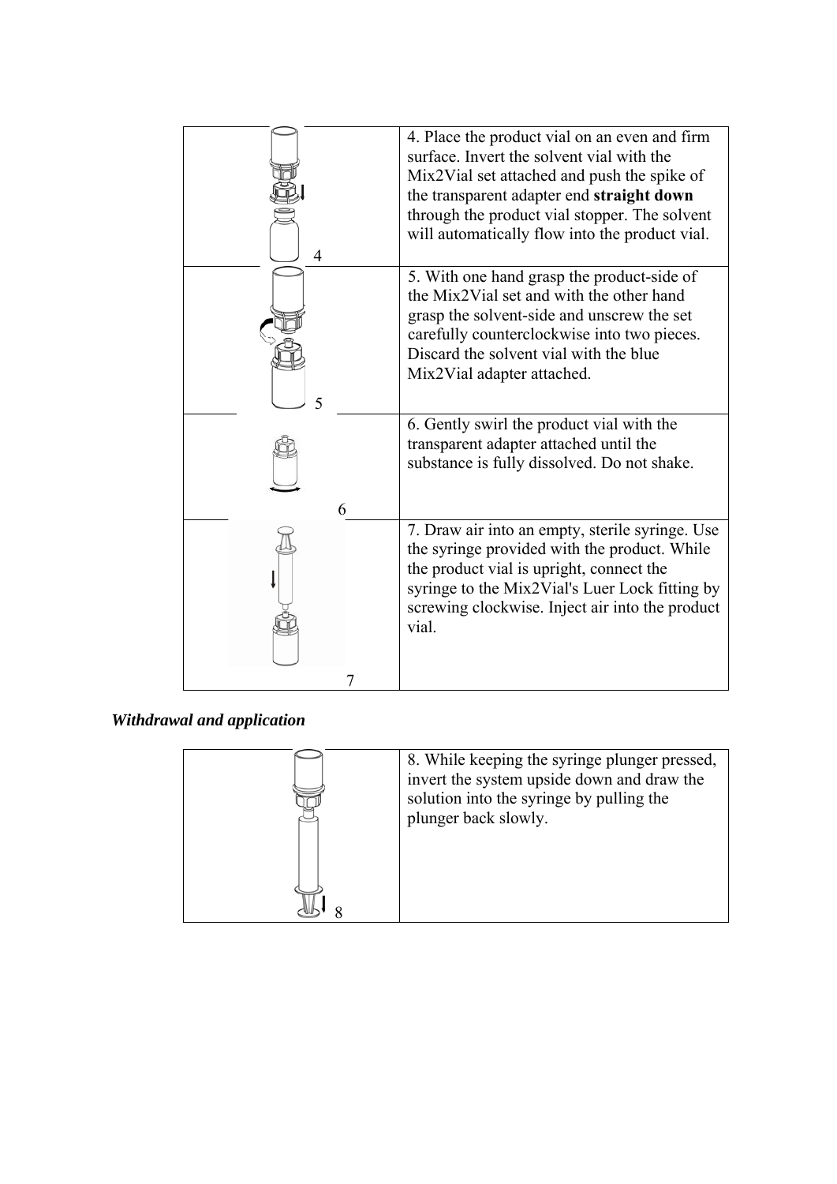| | |
|---|---|
| 4 | 4. Place the product vial on an even and firm surface. Invert the solvent vial with the Mix2Vial set attached and push the spike of the transparent adapter end **straight down** through the product vial stopper. The solvent will automatically flow into the product vial. |
| 5 | 5. With one hand grasp the product-side of the Mix2Vial set and with the other hand grasp the solvent-side and unscrew the set carefully counterclockwise into two pieces. Discard the solvent vial with the blue Mix2Vial adapter attached. |
| 6 | 6. Gently swirl the product vial with the transparent adapter attached until the substance is fully dissolved. Do not shake. |
| 7 | 7. Draw air into an empty, sterile syringe. Use the syringe provided with the product. While the product vial is upright, connect the syringe to the Mix2Vial's Luer Lock fitting by screwing clockwise. Inject air into the product vial. |

***Withdrawal and application***

| | |
|---|---|
| 8 | 8. While keeping the syringe plunger pressed, invert the system upside down and draw the solution into the syringe by pulling the plunger back slowly. |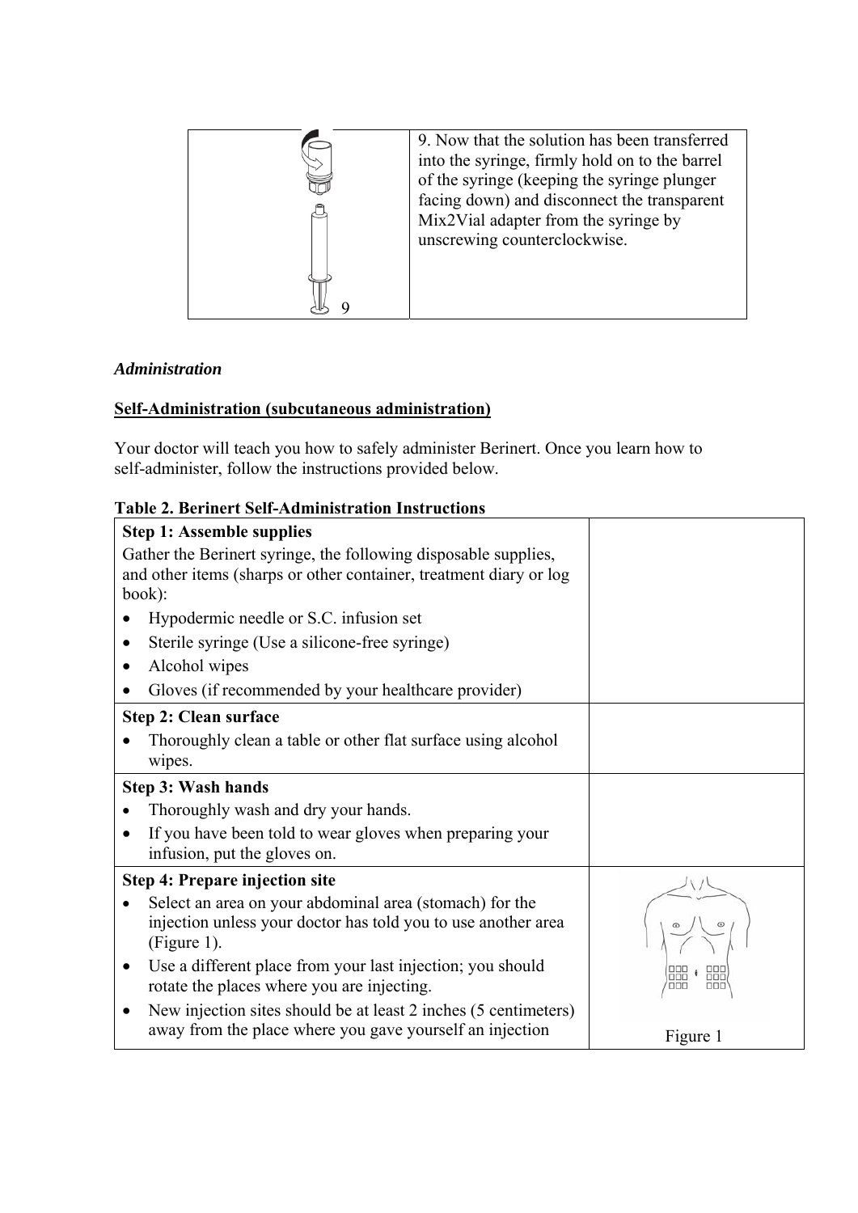| | |
|---|---|
| 9 | 9. Now that the solution has been transferred into the syringe, firmly hold on to the barrel of the syringe (keeping the syringe plunger facing down) and disconnect the transparent Mix2Vial adapter from the syringe by unscrewing counterclockwise. |

***Administration***

**Self-Administration (subcutaneous administration)**

Your doctor will teach you how to safely administer Berinert. Once you learn how to self-administer, follow the instructions provided below.

**Table 2. Berinert Self-Administration Instructions**

| | |
|---|---|
| **Step 1: Assemble supplies**<br>Gather the Berinert syringe, the following disposable supplies, and other items (sharps or other container, treatment diary or log book):<br>• Hypodermic needle or S.C. infusion set<br>• Sterile syringe (Use a silicone-free syringe)<br>• Alcohol wipes<br>• Gloves (if recommended by your healthcare provider) | |
| **Step 2: Clean surface**<br>• Thoroughly clean a table or other flat surface using alcohol wipes. | |
| **Step 3: Wash hands**<br>• Thoroughly wash and dry your hands.<br>• If you have been told to wear gloves when preparing your infusion, put the gloves on. | |
| **Step 4: Prepare injection site**<br>• Select an area on your abdominal area (stomach) for the injection unless your doctor has told you to use another area (Figure 1).<br>• Use a different place from your last injection; you should rotate the places where you are injecting.<br>• New injection sites should be at least 2 inches (5 centimeters) away from the place where you gave yourself an injection | Figure 1 |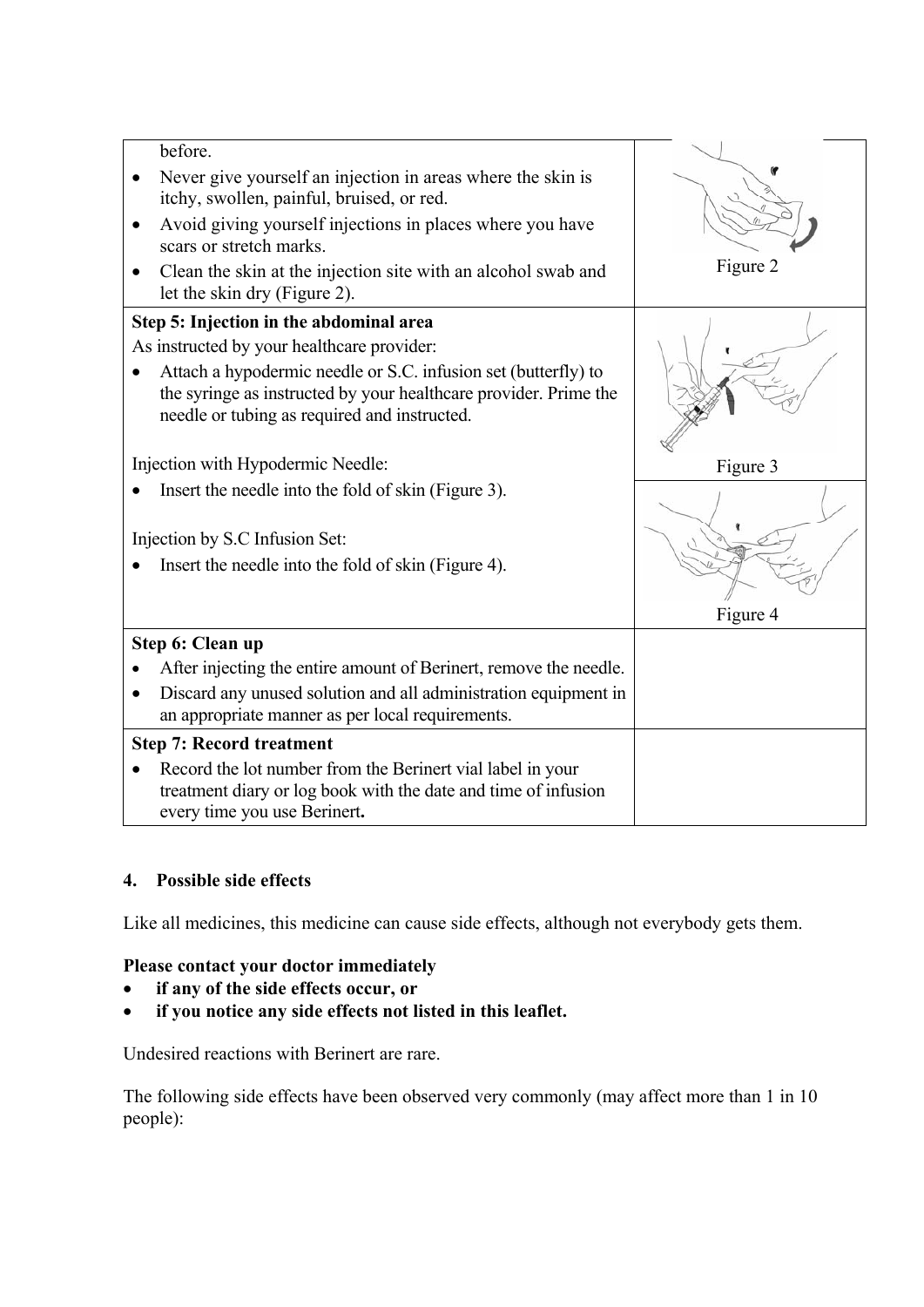| | |
|---|---|
| before.<br>• Never give yourself an injection in areas where the skin is itchy, swollen, painful, bruised, or red.<br>• Avoid giving yourself injections in places where you have scars or stretch marks.<br>• Clean the skin at the injection site with an alcohol swab and let the skin dry (Figure 2). | Figure 2 |
| **Step 5: Injection in the abdominal area**<br>As instructed by your healthcare provider:<br>• Attach a hypodermic needle or S.C. infusion set (butterfly) to the syringe as instructed by your healthcare provider. Prime the needle or tubing as required and instructed.<br><br>Injection with Hypodermic Needle:<br>• Insert the needle into the fold of skin (Figure 3).<br><br>Injection by S.C Infusion Set:<br>• Insert the needle into the fold of skin (Figure 4). | Figure 3<br><br>Figure 4 |
| **Step 6: Clean up**<br>• After injecting the entire amount of Berinert, remove the needle.<br>• Discard any unused solution and all administration equipment in an appropriate manner as per local requirements. | |
| **Step 7: Record treatment**<br>• Record the lot number from the Berinert vial label in your treatment diary or log book with the date and time of infusion every time you use Berinert**.** | |

## 4. Possible side effects

Like all medicines, this medicine can cause side effects, although not everybody gets them.

**Please contact your doctor immediately**

- **if any of the side effects occur, or**
- **if you notice any side effects not listed in this leaflet.**

Undesired reactions with Berinert are rare.

The following side effects have been observed very commonly (may affect more than 1 in 10 people):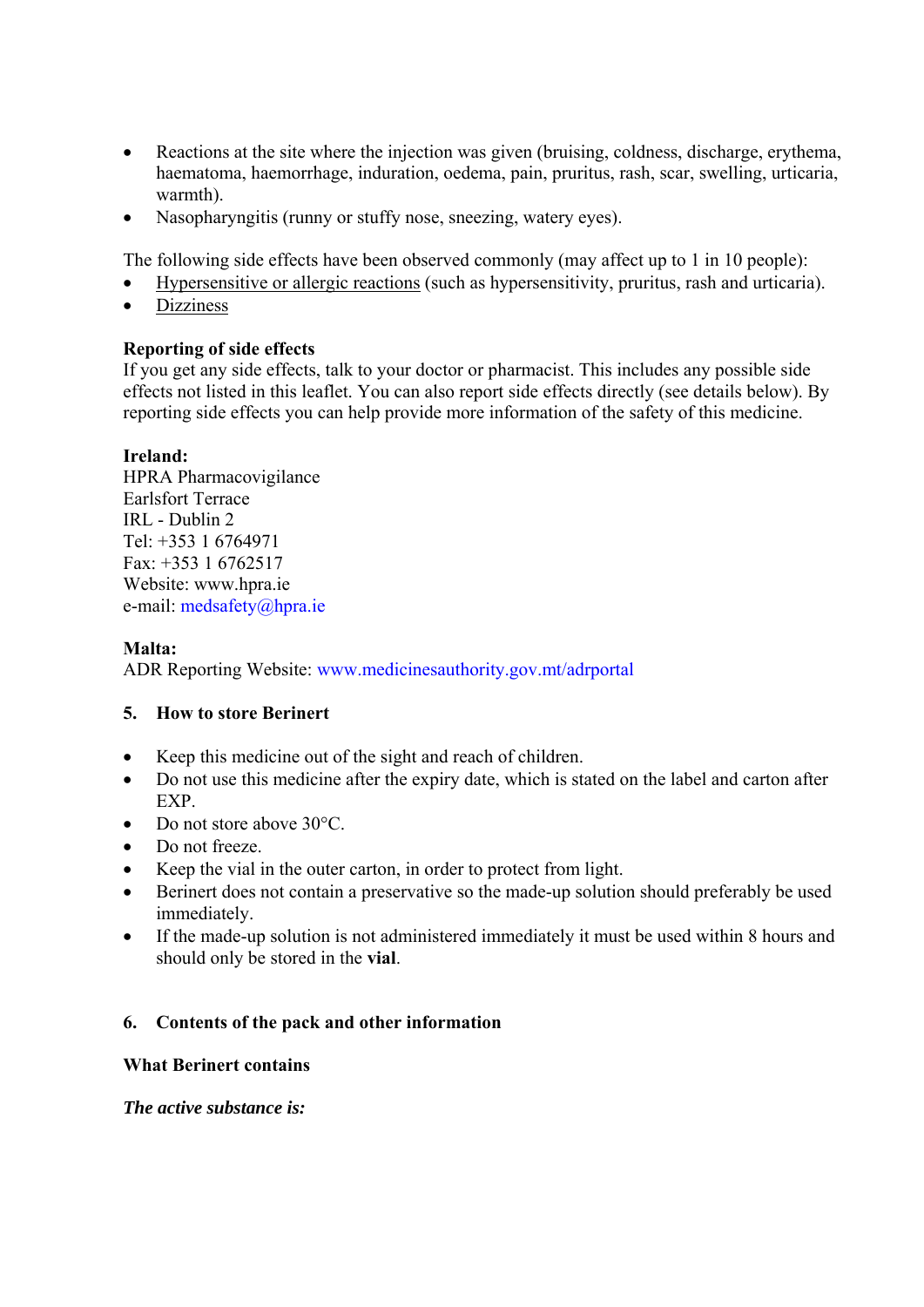- Reactions at the site where the injection was given (bruising, coldness, discharge, erythema, haematoma, haemorrhage, induration, oedema, pain, pruritus, rash, scar, swelling, urticaria, warmth).
- Nasopharyngitis (runny or stuffy nose, sneezing, watery eyes).

The following side effects have been observed commonly (may affect up to 1 in 10 people):

- Hypersensitive or allergic reactions (such as hypersensitivity, pruritus, rash and urticaria).
- Dizziness

**Reporting of side effects**

If you get any side effects, talk to your doctor or pharmacist. This includes any possible side effects not listed in this leaflet. You can also report side effects directly (see details below). By reporting side effects you can help provide more information of the safety of this medicine.

**Ireland:**

HPRA Pharmacovigilance
Earlsfort Terrace
IRL - Dublin 2
Tel: +353 1 6764971
Fax: +353 1 6762517
Website: www.hpra.ie
e-mail: medsafety@hpra.ie

**Malta:**

ADR Reporting Website: www.medicinesauthority.gov.mt/adrportal

## 5. How to store Berinert

- Keep this medicine out of the sight and reach of children.
- Do not use this medicine after the expiry date, which is stated on the label and carton after EXP.
- Do not store above 30°C.
- Do not freeze.
- Keep the vial in the outer carton, in order to protect from light.
- Berinert does not contain a preservative so the made-up solution should preferably be used immediately.
- If the made-up solution is not administered immediately it must be used within 8 hours and should only be stored in the **vial**.

## 6. Contents of the pack and other information

**What Berinert contains**

***The active substance is:***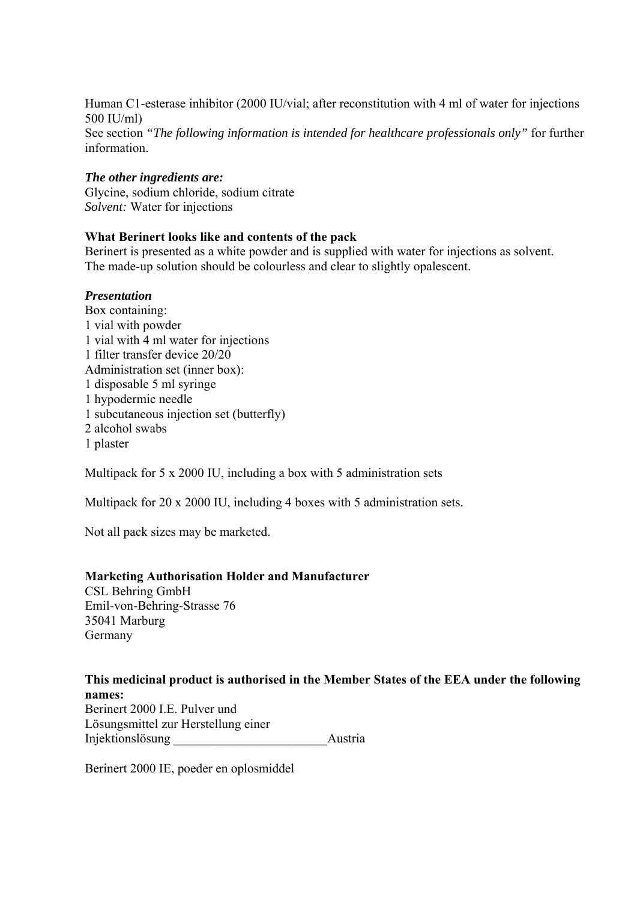Human C1-esterase inhibitor (2000 IU/vial; after reconstitution with 4 ml of water for injections 500 IU/ml)
See section *"The following information is intended for healthcare professionals only"* for further information.

***The other ingredients are:***
Glycine, sodium chloride, sodium citrate
*Solvent:* Water for injections

**What Berinert looks like and contents of the pack**
Berinert is presented as a white powder and is supplied with water for injections as solvent.
The made-up solution should be colourless and clear to slightly opalescent.

***Presentation***
Box containing:
1 vial with powder
1 vial with 4 ml water for injections
1 filter transfer device 20/20
Administration set (inner box):
1 disposable 5 ml syringe
1 hypodermic needle
1 subcutaneous injection set (butterfly)
2 alcohol swabs
1 plaster

Multipack for 5 x 2000 IU, including a box with 5 administration sets

Multipack for 20 x 2000 IU, including 4 boxes with 5 administration sets.

Not all pack sizes may be marketed.

**Marketing Authorisation Holder and Manufacturer**
CSL Behring GmbH
Emil-von-Behring-Strasse 76
35041 Marburg
Germany

**This medicinal product is authorised in the Member States of the EEA under the following names:**
Berinert 2000 I.E. Pulver und
Lösungsmittel zur Herstellung einer
Injektionslösung ________________________Austria

Berinert 2000 IE, poeder en oplosmiddel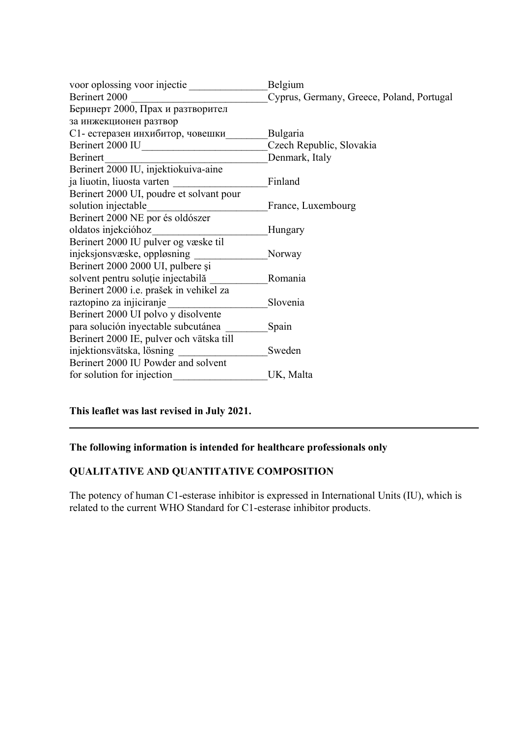| | |
|---|---|
| voor oplossing voor injectie | Belgium |
| Berinert 2000 | Cyprus, Germany, Greece, Poland, Portugal |
| Беринерт 2000, Прах и разтворител за инжекционен разтвор С1- естеразен инхибитор, човешки | Bulgaria |
| Berinert 2000 IU | Czech Republic, Slovakia |
| Berinert | Denmark, Italy |
| Berinert 2000 IU, injektiokuiva-aine ja liuotin, liuosta varten | Finland |
| Berinert 2000 UI, poudre et solvant pour solution injectable | France, Luxembourg |
| Berinert 2000 NE por és oldószer oldatos injekcióhoz | Hungary |
| Berinert 2000 IU pulver og væske til injeksjonsvæske, oppløsning | Norway |
| Berinert 2000 2000 UI, pulbere şi solvent pentru soluţie injectabilă | Romania |
| Berinert 2000 i.e. prašek in vehikel za raztopino za injiciranje | Slovenia |
| Berinert 2000 UI polvo y disolvente para solución inyectable subcutánea | Spain |
| Berinert 2000 IE, pulver och vätska till injektionsvätska, lösning | Sweden |
| Berinert 2000 IU Powder and solvent for solution for injection | UK, Malta |

**This leaflet was last revised in July 2021.**

---

**The following information is intended for healthcare professionals only**

**QUALITATIVE AND QUANTITATIVE COMPOSITION**

The potency of human C1-esterase inhibitor is expressed in International Units (IU), which is related to the current WHO Standard for C1-esterase inhibitor products.